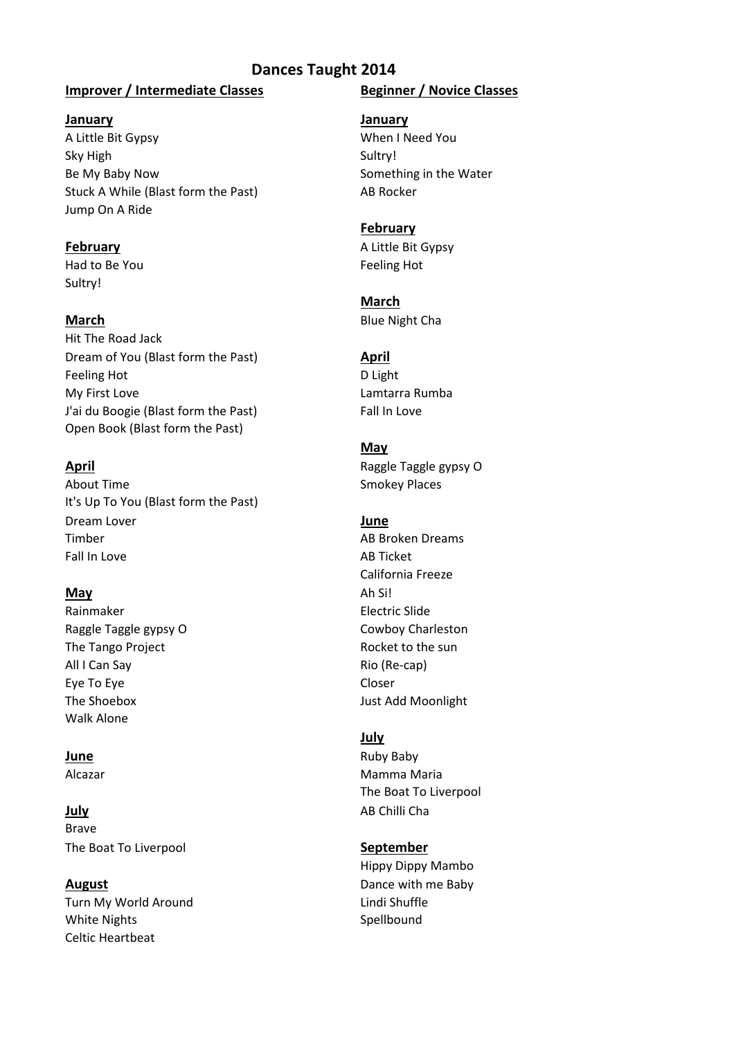# Dances Taught 2014

## Improver / Intermediate Classes

**January**

A Little Bit Gypsy
Sky High
Be My Baby Now
Stuck A While (Blast form the Past)
Jump On A Ride

**February**

Had to Be You
Sultry!

**March**

Hit The Road Jack
Dream of You (Blast form the Past)
Feeling Hot
My First Love
J'ai du Boogie (Blast form the Past)
Open Book (Blast form the Past)

**April**

About Time
It's Up To You (Blast form the Past)
Dream Lover
Timber
Fall In Love

**May**

Rainmaker
Raggle Taggle gypsy O
The Tango Project
All I Can Say
Eye To Eye
The Shoebox
Walk Alone

**June**

Alcazar

**July**

Brave
The Boat To Liverpool

**August**

Turn My World Around
White Nights
Celtic Heartbeat

## Beginner / Novice Classes

**January**

When I Need You
Sultry!
Something in the Water
AB Rocker

**February**

A Little Bit Gypsy
Feeling Hot

**March**

Blue Night Cha

**April**

D Light
Lamtarra Rumba
Fall In Love

**May**

Raggle Taggle gypsy O
Smokey Places

**June**

AB Broken Dreams
AB Ticket
California Freeze
Ah Si!
Electric Slide
Cowboy Charleston
Rocket to the sun
Rio (Re-cap)
Closer
Just Add Moonlight

**July**

Ruby Baby
Mamma Maria
The Boat To Liverpool
AB Chilli Cha

**September**

Hippy Dippy Mambo
Dance with me Baby
Lindi Shuffle
Spellbound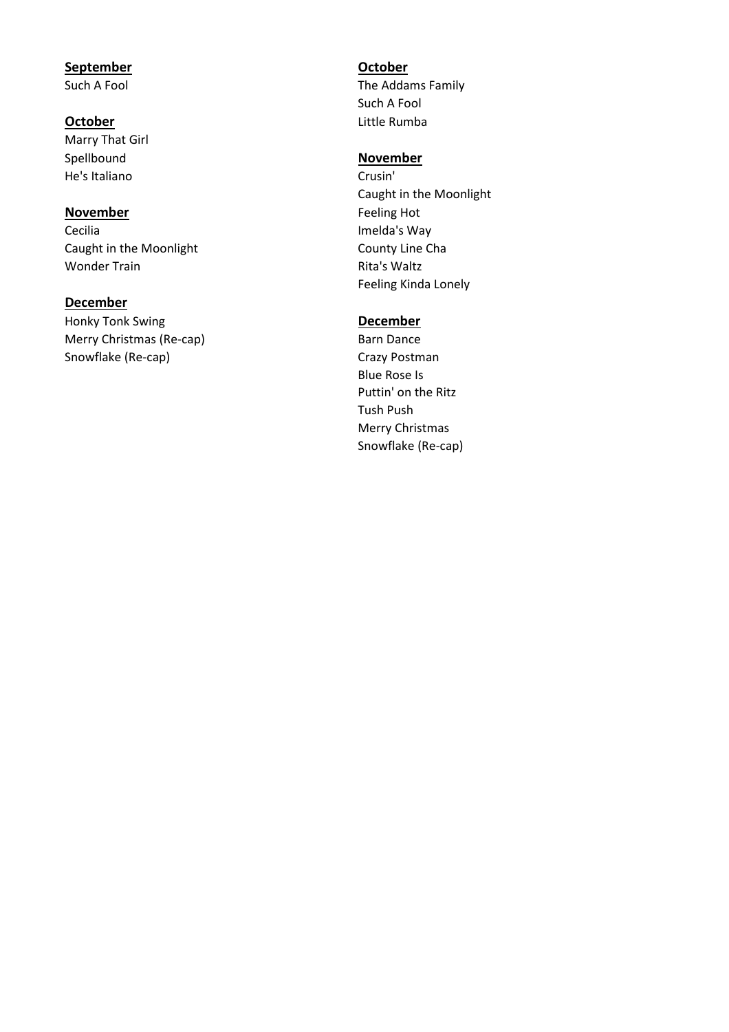**September**

Such A Fool

**October**

Marry That Girl
Spellbound
He's Italiano

**November**

Cecilia
Caught in the Moonlight
Wonder Train

**December**

Honky Tonk Swing
Merry Christmas (Re-cap)
Snowflake (Re-cap)

**October**

The Addams Family
Such A Fool
Little Rumba

**November**

Crusin'
Caught in the Moonlight
Feeling Hot
Imelda's Way
County Line Cha
Rita's Waltz
Feeling Kinda Lonely

**December**

Barn Dance
Crazy Postman
Blue Rose Is
Puttin' on the Ritz
Tush Push
Merry Christmas
Snowflake (Re-cap)